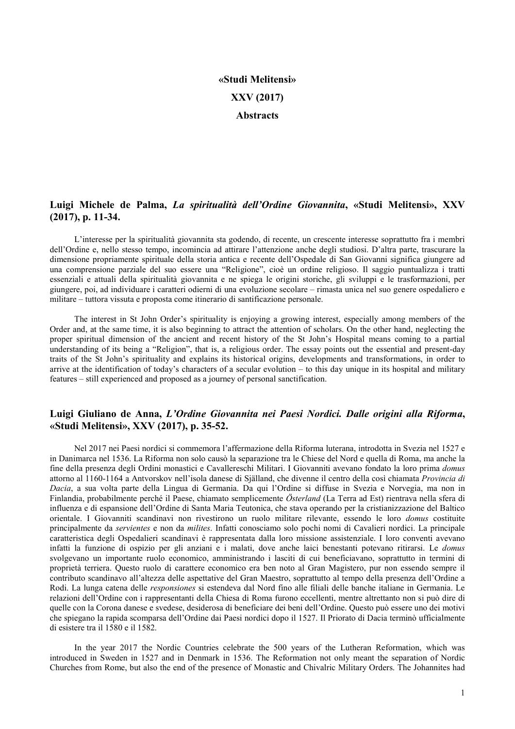**«Studi Melitensi»**

**XXV (2017)**

**Abstracts**

## Luigi Michele de Palma, *La spiritualità dell'Ordine Giovannita*, «Studi Melitensi», XXV (2017), p. 11-34.

L'interesse per la spiritualità giovannita sta godendo, di recente, un crescente interesse soprattutto fra i membri dell'Ordine e, nello stesso tempo, incomincia ad attirare l'attenzione anche degli studiosi. D'altra parte, trascurare la dimensione propriamente spirituale della storia antica e recente dell'Ospedale di San Giovanni significa giungere ad una comprensione parziale del suo essere una "Religione", cioè un ordine religioso. Il saggio puntualizza i tratti essenziali e attuali della spiritualità giovannita e ne spiega le origini storiche, gli sviluppi e le trasformazioni, per giungere, poi, ad individuare i caratteri odierni di una evoluzione secolare – rimasta unica nel suo genere ospedaliero e militare – tuttora vissuta e proposta come itinerario di santificazione personale.

The interest in St John Order's spirituality is enjoying a growing interest, especially among members of the Order and, at the same time, it is also beginning to attract the attention of scholars. On the other hand, neglecting the proper spiritual dimension of the ancient and recent history of the St John's Hospital means coming to a partial understanding of its being a "Religion", that is, a religious order. The essay points out the essential and present-day traits of the St John's spirituality and explains its historical origins, developments and transformations, in order to arrive at the identification of today's characters of a secular evolution – to this day unique in its hospital and military features – still experienced and proposed as a journey of personal sanctification.

## Luigi Giuliano de Anna, *L'Ordine Giovannita nei Paesi Nordici. Dalle origini alla Riforma*, «Studi Melitensi», XXV (2017), p. 35-52.

Nel 2017 nei Paesi nordici si commemora l'affermazione della Riforma luterana, introdotta in Svezia nel 1527 e in Danimarca nel 1536. La Riforma non solo causò la separazione tra le Chiese del Nord e quella di Roma, ma anche la fine della presenza degli Ordini monastici e Cavallereschi Militari. I Giovanniti avevano fondato la loro prima *domus* attorno al 1160-1164 a Antvorskov nell'isola danese di Själland, che divenne il centro della così chiamata *Provincia di Dacia*, a sua volta parte della Lingua di Germania. Da qui l'Ordine si diffuse in Svezia e Norvegia, ma non in Finlandia, probabilmente perché il Paese, chiamato semplicemente *Österland* (La Terra ad Est) rientrava nella sfera di influenza e di espansione dell'Ordine di Santa Maria Teutonica, che stava operando per la cristianizzazione del Baltico orientale. I Giovanniti scandinavi non rivestirono un ruolo militare rilevante, essendo le loro *domus* costituite principalmente da *servientes* e non da *milites*. Infatti conosciamo solo pochi nomi di Cavalieri nordici. La principale caratteristica degli Ospedalieri scandinavi è rappresentata dalla loro missione assistenziale. I loro conventi avevano infatti la funzione di ospizio per gli anziani e i malati, dove anche laici benestanti potevano ritirarsi. Le *domus* svolgevano un importante ruolo economico, amministrando i lasciti di cui beneficiavano, soprattutto in termini di proprietà terriera. Questo ruolo di carattere economico era ben noto al Gran Magistero, pur non essendo sempre il contributo scandinavo all'altezza delle aspettative del Gran Maestro, soprattutto al tempo della presenza dell'Ordine a Rodi. La lunga catena delle *responsiones* si estendeva dal Nord fino alle filiali delle banche italiane in Germania. Le relazioni dell'Ordine con i rappresentanti della Chiesa di Roma furono eccellenti, mentre altrettanto non si può dire di quelle con la Corona danese e svedese, desiderosa di beneficiare dei beni dell'Ordine. Questo può essere uno dei motivi che spiegano la rapida scomparsa dell'Ordine dai Paesi nordici dopo il 1527. Il Priorato di Dacia terminò ufficialmente di esistere tra il 1580 e il 1582.

In the year 2017 the Nordic Countries celebrate the 500 years of the Lutheran Reformation, which was introduced in Sweden in 1527 and in Denmark in 1536. The Reformation not only meant the separation of Nordic Churches from Rome, but also the end of the presence of Monastic and Chivalric Military Orders. The Johannites had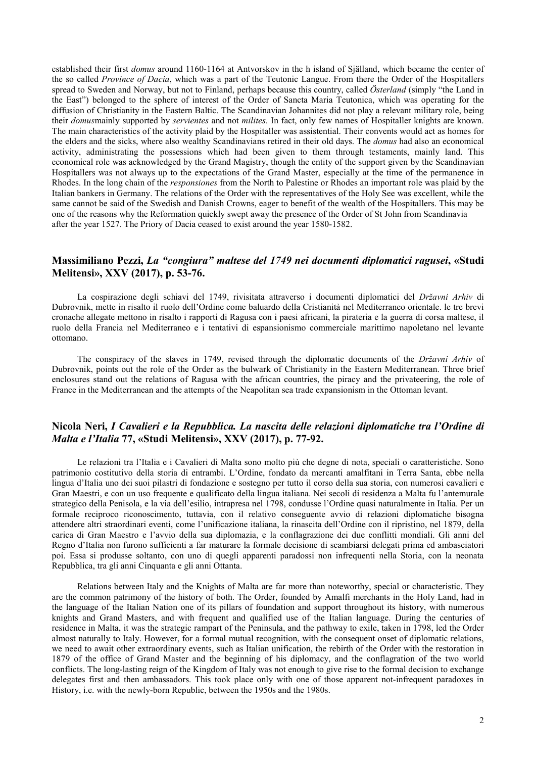established their first *domus* around 1160-1164 at Antvorskov in the h island of Själland, which became the center of the so called *Province of Dacia*, which was a part of the Teutonic Langue. From there the Order of the Hospitallers spread to Sweden and Norway, but not to Finland, perhaps because this country, called *Österland* (simply "the Land in the East") belonged to the sphere of interest of the Order of Sancta Maria Teutonica, which was operating for the diffusion of Christianity in the Eastern Baltic. The Scandinavian Johannites did not play a relevant military role, being their *domus*mainly supported by *servientes* and not *milites*. In fact, only few names of Hospitaller knights are known. The main characteristics of the activity plaid by the Hospitaller was assistential. Their convents would act as homes for the elders and the sicks, where also wealthy Scandinavians retired in their old days. The *domus* had also an economical activity, administrating the possessions which had been given to them through testaments, mainly land. This economical role was acknowledged by the Grand Magistry, though the entity of the support given by the Scandinavian Hospitallers was not always up to the expectations of the Grand Master, especially at the time of the permanence in Rhodes. In the long chain of the *responsiones* from the North to Palestine or Rhodes an important role was plaid by the Italian bankers in Germany. The relations of the Order with the representatives of the Holy See was excellent, while the same cannot be said of the Swedish and Danish Crowns, eager to benefit of the wealth of the Hospitallers. This may be one of the reasons why the Reformation quickly swept away the presence of the Order of St John from Scandinavia after the year 1527. The Priory of Dacia ceased to exist around the year 1580-1582.

## Massimiliano Pezzi, *La "congiura" maltese del 1749 nei documenti diplomatici ragusei*, «Studi Melitensi», XXV (2017), p. 53-76.

La cospirazione degli schiavi del 1749, rivisitata attraverso i documenti diplomatici del *Državni Arhiv* di Dubrovnik, mette in risalto il ruolo dell'Ordine come baluardo della Cristianità nel Mediterraneo orientale. le tre brevi cronache allegate mettono in risalto i rapporti di Ragusa con i paesi africani, la pirateria e la guerra di corsa maltese, il ruolo della Francia nel Mediterraneo e i tentativi di espansionismo commerciale marittimo napoletano nel levante ottomano.

The conspiracy of the slaves in 1749, revised through the diplomatic documents of the *Državni Arhiv* of Dubrovnik, points out the role of the Order as the bulwark of Christianity in the Eastern Mediterranean. Three brief enclosures stand out the relations of Ragusa with the african countries, the piracy and the privateering, the role of France in the Mediterranean and the attempts of the Neapolitan sea trade expansionism in the Ottoman levant.

## Nicola Neri, *I Cavalieri e la Repubblica. La nascita delle relazioni diplomatiche tra l'Ordine di Malta e l'Italia* 77, «Studi Melitensi», XXV (2017), p. 77-92.

Le relazioni tra l'Italia e i Cavalieri di Malta sono molto più che degne di nota, speciali o caratteristiche. Sono patrimonio costitutivo della storia di entrambi. L'Ordine, fondato da mercanti amalfitani in Terra Santa, ebbe nella lingua d'Italia uno dei suoi pilastri di fondazione e sostegno per tutto il corso della sua storia, con numerosi cavalieri e Gran Maestri, e con un uso frequente e qualificato della lingua italiana. Nei secoli di residenza a Malta fu l'antemurale strategico della Penisola, e la via dell'esilio, intrapresa nel 1798, condusse l'Ordine quasi naturalmente in Italia. Per un formale reciproco riconoscimento, tuttavia, con il relativo conseguente avvio di relazioni diplomatiche bisogna attendere altri straordinari eventi, come l'unificazione italiana, la rinascita dell'Ordine con il ripristino, nel 1879, della carica di Gran Maestro e l'avvio della sua diplomazia, e la conflagrazione dei due conflitti mondiali. Gli anni del Regno d'Italia non furono sufficienti a far maturare la formale decisione di scambiarsi delegati prima ed ambasciatori poi. Essa si produsse soltanto, con uno di quegli apparenti paradossi non infrequenti nella Storia, con la neonata Repubblica, tra gli anni Cinquanta e gli anni Ottanta.

Relations between Italy and the Knights of Malta are far more than noteworthy, special or characteristic. They are the common patrimony of the history of both. The Order, founded by Amalfi merchants in the Holy Land, had in the language of the Italian Nation one of its pillars of foundation and support throughout its history, with numerous knights and Grand Masters, and with frequent and qualified use of the Italian language. During the centuries of residence in Malta, it was the strategic rampart of the Peninsula, and the pathway to exile, taken in 1798, led the Order almost naturally to Italy. However, for a formal mutual recognition, with the consequent onset of diplomatic relations, we need to await other extraordinary events, such as Italian unification, the rebirth of the Order with the restoration in 1879 of the office of Grand Master and the beginning of his diplomacy, and the conflagration of the two world conflicts. The long-lasting reign of the Kingdom of Italy was not enough to give rise to the formal decision to exchange delegates first and then ambassadors. This took place only with one of those apparent not-infrequent paradoxes in History, i.e. with the newly-born Republic, between the 1950s and the 1980s.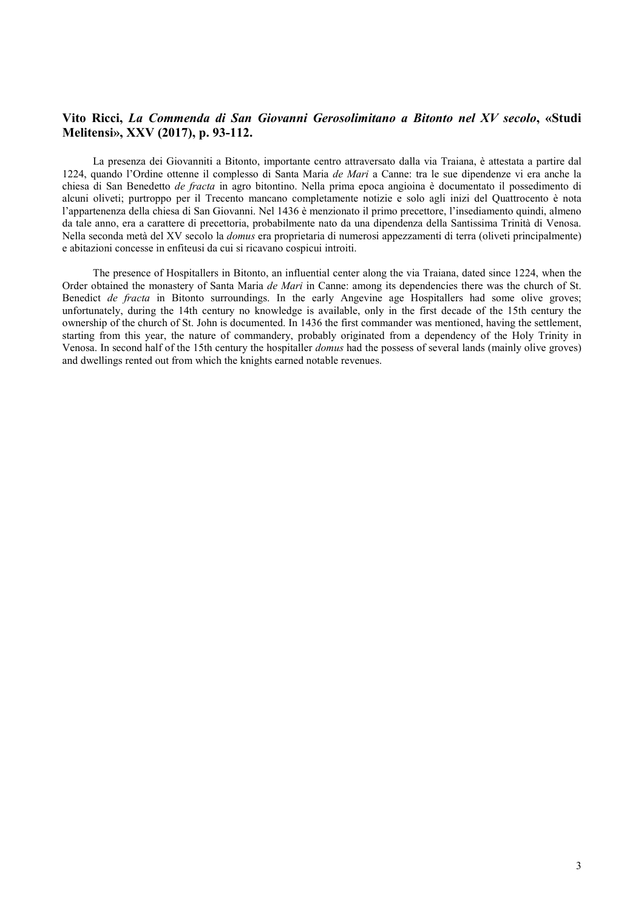**Vito Ricci, *La Commenda di San Giovanni Gerosolimitano a Bitonto nel XV secolo*, «Studi Melitensi», XXV (2017), p. 93-112.**

La presenza dei Giovanniti a Bitonto, importante centro attraversato dalla via Traiana, è attestata a partire dal 1224, quando l'Ordine ottenne il complesso di Santa Maria *de Mari* a Canne: tra le sue dipendenze vi era anche la chiesa di San Benedetto *de fracta* in agro bitontino. Nella prima epoca angioina è documentato il possedimento di alcuni oliveti; purtroppo per il Trecento mancano completamente notizie e solo agli inizi del Quattrocento è nota l'appartenenza della chiesa di San Giovanni. Nel 1436 è menzionato il primo precettore, l'insediamento quindi, almeno da tale anno, era a carattere di precettoria, probabilmente nato da una dipendenza della Santissima Trinità di Venosa. Nella seconda metà del XV secolo la *domus* era proprietaria di numerosi appezzamenti di terra (oliveti principalmente) e abitazioni concesse in enfiteusi da cui si ricavano cospicui introiti.

The presence of Hospitallers in Bitonto, an influential center along the via Traiana, dated since 1224, when the Order obtained the monastery of Santa Maria *de Mari* in Canne: among its dependencies there was the church of St. Benedict *de fracta* in Bitonto surroundings. In the early Angevine age Hospitallers had some olive groves; unfortunately, during the 14th century no knowledge is available, only in the first decade of the 15th century the ownership of the church of St. John is documented. In 1436 the first commander was mentioned, having the settlement, starting from this year, the nature of commandery, probably originated from a dependency of the Holy Trinity in Venosa. In second half of the 15th century the hospitaller *domus* had the possess of several lands (mainly olive groves) and dwellings rented out from which the knights earned notable revenues.